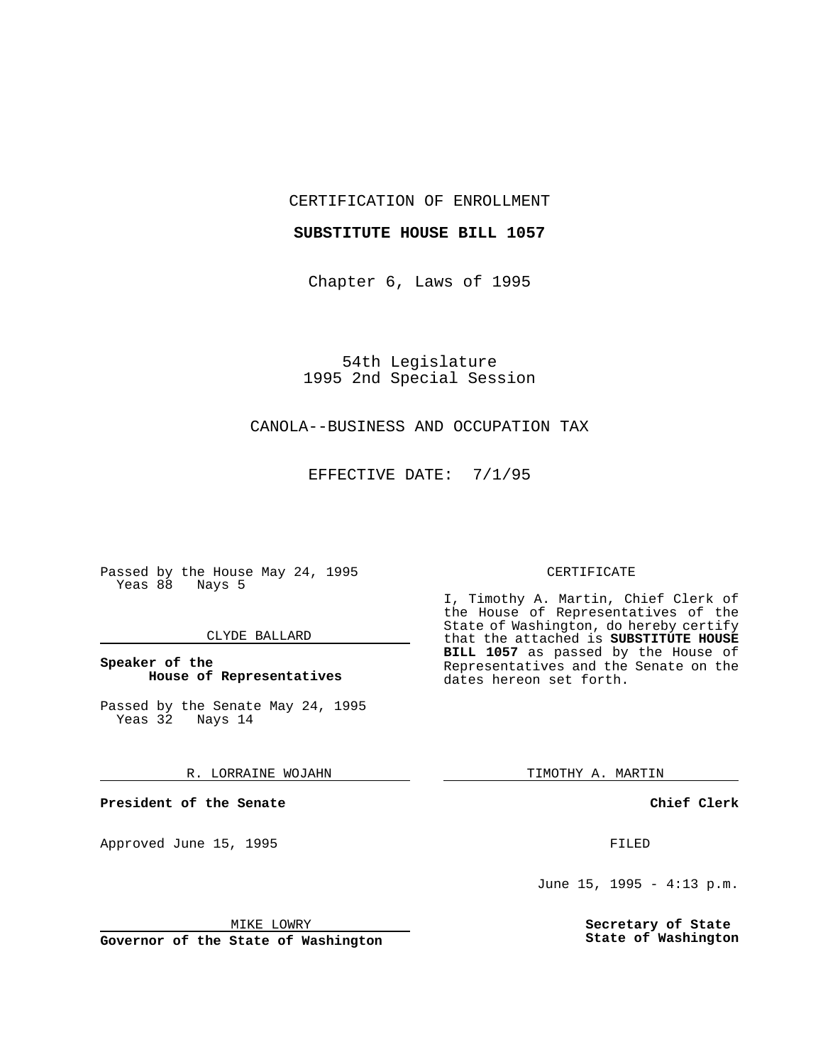CERTIFICATION OF ENROLLMENT

**SUBSTITUTE HOUSE BILL 1057**

Chapter 6, Laws of 1995

54th Legislature
1995 2nd Special Session

CANOLA--BUSINESS AND OCCUPATION TAX

EFFECTIVE DATE: 7/1/95

Passed by the House May 24, 1995
Yeas 88 Nays 5

CLYDE BALLARD

**Speaker of the House of Representatives**

Passed by the Senate May 24, 1995
Yeas 32 Nays 14

R. LORRAINE WOJAHN

**President of the Senate**

Approved June 15, 1995

MIKE LOWRY

**Governor of the State of Washington**

CERTIFICATE

I, Timothy A. Martin, Chief Clerk of the House of Representatives of the State of Washington, do hereby certify that the attached is **SUBSTITUTE HOUSE BILL 1057** as passed by the House of Representatives and the Senate on the dates hereon set forth.

TIMOTHY A. MARTIN

**Chief Clerk**

FILED

June 15, 1995 - 4:13 p.m.

**Secretary of State**
**State of Washington**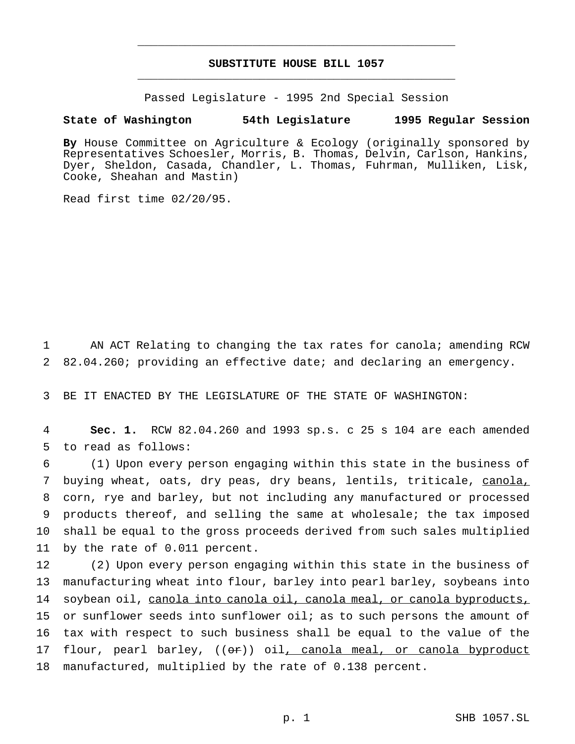# SUBSTITUTE HOUSE BILL 1057

Passed Legislature - 1995 2nd Special Session

**State of Washington 54th Legislature 1995 Regular Session**

**By** House Committee on Agriculture & Ecology (originally sponsored by Representatives Schoesler, Morris, B. Thomas, Delvin, Carlson, Hankins, Dyer, Sheldon, Casada, Chandler, L. Thomas, Fuhrman, Mulliken, Lisk, Cooke, Sheahan and Mastin)

Read first time 02/20/95.

AN ACT Relating to changing the tax rates for canola; amending RCW 82.04.260; providing an effective date; and declaring an emergency.

BE IT ENACTED BY THE LEGISLATURE OF THE STATE OF WASHINGTON:

**Sec. 1.** RCW 82.04.260 and 1993 sp.s. c 25 s 104 are each amended to read as follows:

(1) Upon every person engaging within this state in the business of buying wheat, oats, dry peas, dry beans, lentils, triticale, <u>canola,</u> corn, rye and barley, but not including any manufactured or processed products thereof, and selling the same at wholesale; the tax imposed shall be equal to the gross proceeds derived from such sales multiplied by the rate of 0.011 percent.

(2) Upon every person engaging within this state in the business of manufacturing wheat into flour, barley into pearl barley, soybeans into soybean oil, <u>canola into canola oil, canola meal, or canola byproducts,</u> or sunflower seeds into sunflower oil; as to such persons the amount of tax with respect to such business shall be equal to the value of the flour, pearl barley, ((~~or~~)) oil<u>, canola meal, or canola byproduct</u> manufactured, multiplied by the rate of 0.138 percent.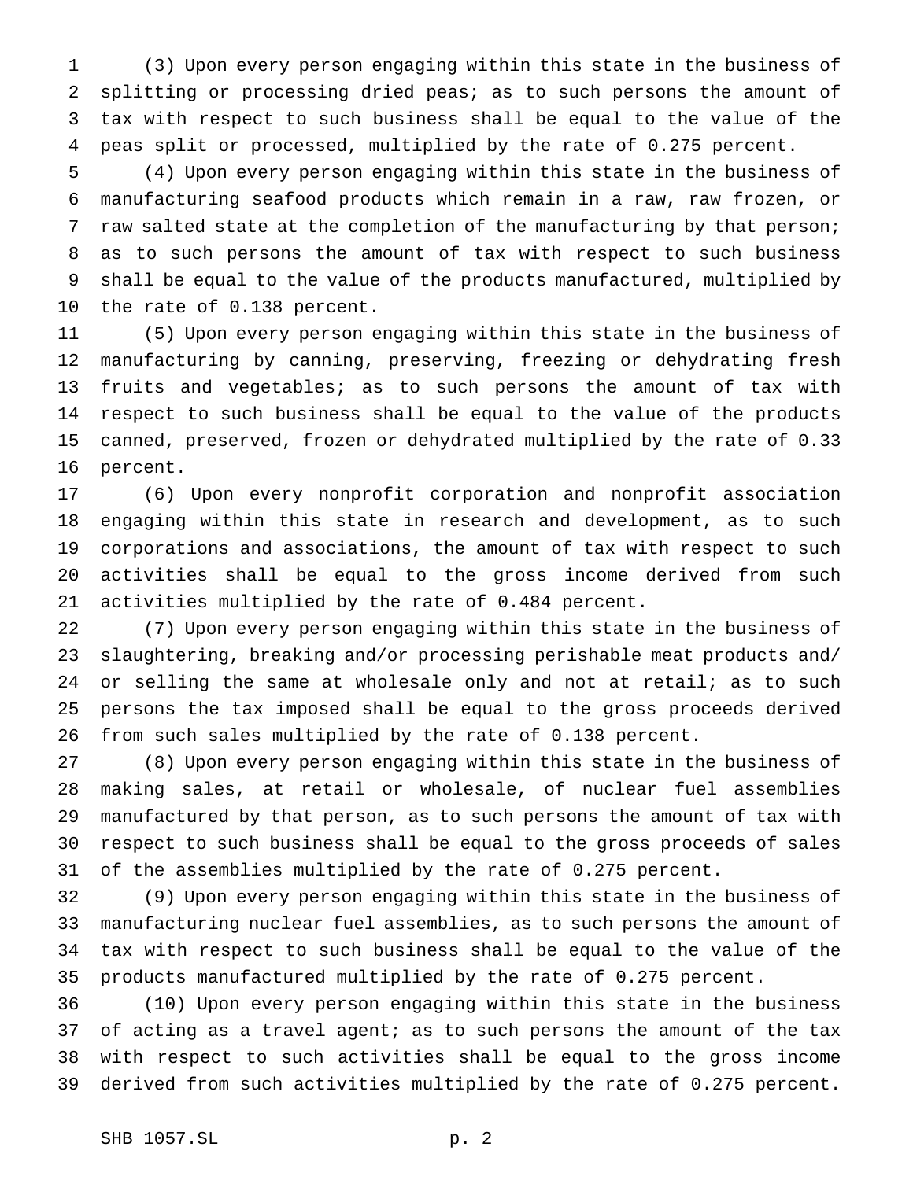(3) Upon every person engaging within this state in the business of splitting or processing dried peas; as to such persons the amount of tax with respect to such business shall be equal to the value of the peas split or processed, multiplied by the rate of 0.275 percent.

(4) Upon every person engaging within this state in the business of manufacturing seafood products which remain in a raw, raw frozen, or raw salted state at the completion of the manufacturing by that person; as to such persons the amount of tax with respect to such business shall be equal to the value of the products manufactured, multiplied by the rate of 0.138 percent.

(5) Upon every person engaging within this state in the business of manufacturing by canning, preserving, freezing or dehydrating fresh fruits and vegetables; as to such persons the amount of tax with respect to such business shall be equal to the value of the products canned, preserved, frozen or dehydrated multiplied by the rate of 0.33 percent.

(6) Upon every nonprofit corporation and nonprofit association engaging within this state in research and development, as to such corporations and associations, the amount of tax with respect to such activities shall be equal to the gross income derived from such activities multiplied by the rate of 0.484 percent.

(7) Upon every person engaging within this state in the business of slaughtering, breaking and/or processing perishable meat products and/or selling the same at wholesale only and not at retail; as to such persons the tax imposed shall be equal to the gross proceeds derived from such sales multiplied by the rate of 0.138 percent.

(8) Upon every person engaging within this state in the business of making sales, at retail or wholesale, of nuclear fuel assemblies manufactured by that person, as to such persons the amount of tax with respect to such business shall be equal to the gross proceeds of sales of the assemblies multiplied by the rate of 0.275 percent.

(9) Upon every person engaging within this state in the business of manufacturing nuclear fuel assemblies, as to such persons the amount of tax with respect to such business shall be equal to the value of the products manufactured multiplied by the rate of 0.275 percent.

(10) Upon every person engaging within this state in the business of acting as a travel agent; as to such persons the amount of the tax with respect to such activities shall be equal to the gross income derived from such activities multiplied by the rate of 0.275 percent.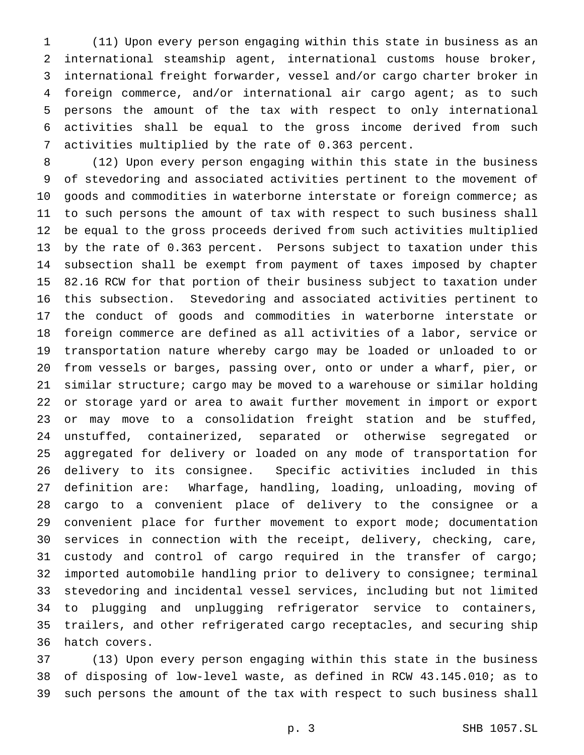(11) Upon every person engaging within this state in business as an international steamship agent, international customs house broker, international freight forwarder, vessel and/or cargo charter broker in foreign commerce, and/or international air cargo agent; as to such persons the amount of the tax with respect to only international activities shall be equal to the gross income derived from such activities multiplied by the rate of 0.363 percent.

(12) Upon every person engaging within this state in the business of stevedoring and associated activities pertinent to the movement of goods and commodities in waterborne interstate or foreign commerce; as to such persons the amount of tax with respect to such business shall be equal to the gross proceeds derived from such activities multiplied by the rate of 0.363 percent. Persons subject to taxation under this subsection shall be exempt from payment of taxes imposed by chapter 82.16 RCW for that portion of their business subject to taxation under this subsection. Stevedoring and associated activities pertinent to the conduct of goods and commodities in waterborne interstate or foreign commerce are defined as all activities of a labor, service or transportation nature whereby cargo may be loaded or unloaded to or from vessels or barges, passing over, onto or under a wharf, pier, or similar structure; cargo may be moved to a warehouse or similar holding or storage yard or area to await further movement in import or export or may move to a consolidation freight station and be stuffed, unstuffed, containerized, separated or otherwise segregated or aggregated for delivery or loaded on any mode of transportation for delivery to its consignee. Specific activities included in this definition are: Wharfage, handling, loading, unloading, moving of cargo to a convenient place of delivery to the consignee or a convenient place for further movement to export mode; documentation services in connection with the receipt, delivery, checking, care, custody and control of cargo required in the transfer of cargo; imported automobile handling prior to delivery to consignee; terminal stevedoring and incidental vessel services, including but not limited to plugging and unplugging refrigerator service to containers, trailers, and other refrigerated cargo receptacles, and securing ship hatch covers.

(13) Upon every person engaging within this state in the business of disposing of low-level waste, as defined in RCW 43.145.010; as to such persons the amount of the tax with respect to such business shall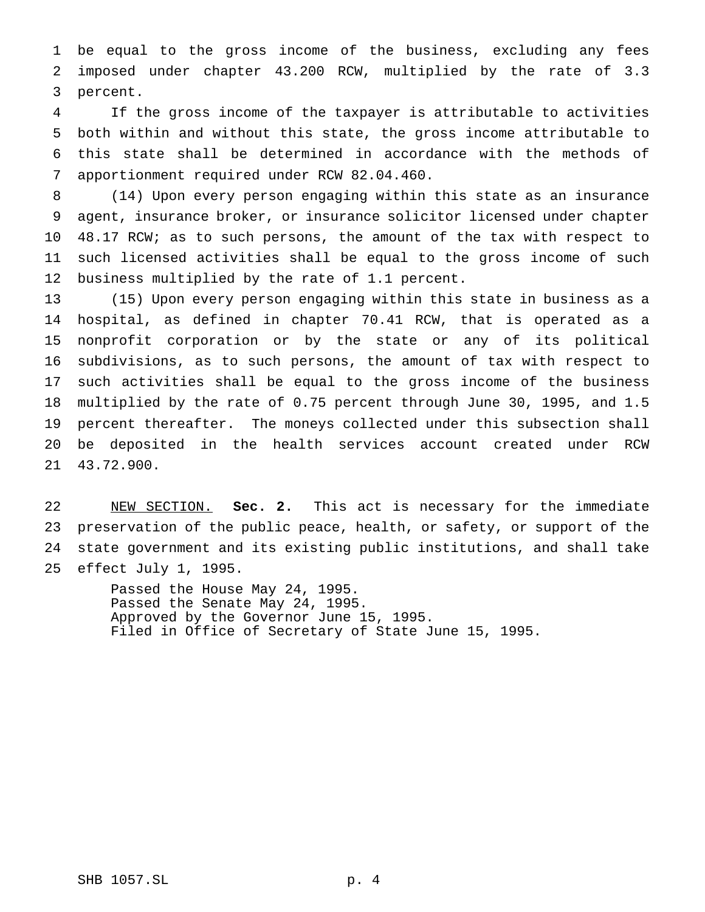be equal to the gross income of the business, excluding any fees imposed under chapter 43.200 RCW, multiplied by the rate of 3.3 percent.

If the gross income of the taxpayer is attributable to activities both within and without this state, the gross income attributable to this state shall be determined in accordance with the methods of apportionment required under RCW 82.04.460.

(14) Upon every person engaging within this state as an insurance agent, insurance broker, or insurance solicitor licensed under chapter 48.17 RCW; as to such persons, the amount of the tax with respect to such licensed activities shall be equal to the gross income of such business multiplied by the rate of 1.1 percent.

(15) Upon every person engaging within this state in business as a hospital, as defined in chapter 70.41 RCW, that is operated as a nonprofit corporation or by the state or any of its political subdivisions, as to such persons, the amount of tax with respect to such activities shall be equal to the gross income of the business multiplied by the rate of 0.75 percent through June 30, 1995, and 1.5 percent thereafter. The moneys collected under this subsection shall be deposited in the health services account created under RCW 43.72.900.

NEW SECTION. **Sec. 2.** This act is necessary for the immediate preservation of the public peace, health, or safety, or support of the state government and its existing public institutions, and shall take effect July 1, 1995.

Passed the House May 24, 1995.
Passed the Senate May 24, 1995.
Approved by the Governor June 15, 1995.
Filed in Office of Secretary of State June 15, 1995.